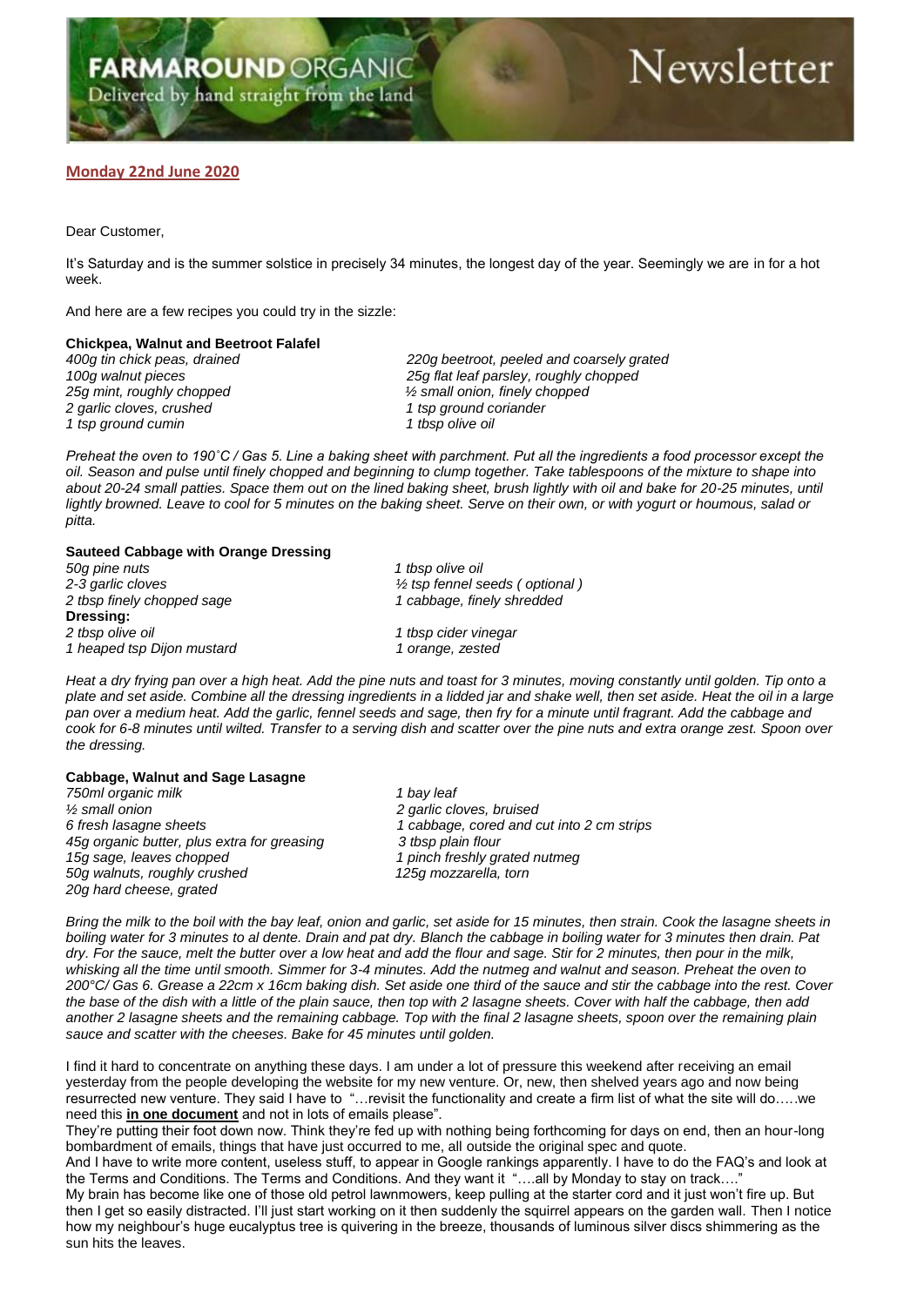**FARMAROUND** ORGANIC
Delivered by hand straight from the land

# Newsletter

**Monday 22nd June 2020**

Dear Customer,

It's Saturday and is the summer solstice in precisely 34 minutes, the longest day of the year. Seemingly we are in for a hot week.

And here are a few recipes you could try in the sizzle:

### Chickpea, Walnut and Beetroot Falafel

*400g tin chick peas, drained*
*100g walnut pieces*
*25g mint, roughly chopped*
*2 garlic cloves, crushed*
*1 tsp ground cumin*
*220g beetroot, peeled and coarsely grated*
*25g flat leaf parsley, roughly chopped*
*½ small onion, finely chopped*
*1 tsp ground coriander*
*1 tbsp olive oil*

*Preheat the oven to 190˚C / Gas 5. Line a baking sheet with parchment. Put all the ingredients a food processor except the oil. Season and pulse until finely chopped and beginning to clump together. Take tablespoons of the mixture to shape into about 20-24 small patties. Space them out on the lined baking sheet, brush lightly with oil and bake for 20-25 minutes, until lightly browned. Leave to cool for 5 minutes on the baking sheet. Serve on their own, or with yogurt or houmous, salad or pitta.*

### Sauteed Cabbage with Orange Dressing

*50g pine nuts*
*2-3 garlic cloves*
*2 tbsp finely chopped sage*
*1 tbsp olive oil*
*½ tsp fennel seeds ( optional )*
*1 cabbage, finely shredded*

**Dressing:**

*2 tbsp olive oil*
*1 heaped tsp Dijon mustard*
*1 tbsp cider vinegar*
*1 orange, zested*

*Heat a dry frying pan over a high heat. Add the pine nuts and toast for 3 minutes, moving constantly until golden. Tip onto a plate and set aside. Combine all the dressing ingredients in a lidded jar and shake well, then set aside. Heat the oil in a large pan over a medium heat. Add the garlic, fennel seeds and sage, then fry for a minute until fragrant. Add the cabbage and cook for 6-8 minutes until wilted. Transfer to a serving dish and scatter over the pine nuts and extra orange zest. Spoon over the dressing.*

### Cabbage, Walnut and Sage Lasagne

*750ml organic milk*
*½ small onion*
*6 fresh lasagne sheets*
*45g organic butter, plus extra for greasing*
*15g sage, leaves chopped*
*50g walnuts, roughly crushed*
*20g hard cheese, grated*
*1 bay leaf*
*2 garlic cloves, bruised*
*1 cabbage, cored and cut into 2 cm strips*
*3 tbsp plain flour*
*1 pinch freshly grated nutmeg*
*125g mozzarella, torn*

*Bring the milk to the boil with the bay leaf, onion and garlic, set aside for 15 minutes, then strain. Cook the lasagne sheets in boiling water for 3 minutes to al dente. Drain and pat dry. Blanch the cabbage in boiling water for 3 minutes then drain. Pat dry. For the sauce, melt the butter over a low heat and add the flour and sage. Stir for 2 minutes, then pour in the milk, whisking all the time until smooth. Simmer for 3-4 minutes. Add the nutmeg and walnut and season. Preheat the oven to 200°C/ Gas 6. Grease a 22cm x 16cm baking dish. Set aside one third of the sauce and stir the cabbage into the rest. Cover the base of the dish with a little of the plain sauce, then top with 2 lasagne sheets. Cover with half the cabbage, then add another 2 lasagne sheets and the remaining cabbage. Top with the final 2 lasagne sheets, spoon over the remaining plain sauce and scatter with the cheeses. Bake for 45 minutes until golden.*

I find it hard to concentrate on anything these days. I am under a lot of pressure this weekend after receiving an email yesterday from the people developing the website for my new venture. Or, new, then shelved years ago and now being resurrected new venture. They said I have to "…revisit the functionality and create a firm list of what the site will do…..we need this **in one document** and not in lots of emails please".

They're putting their foot down now. Think they're fed up with nothing being forthcoming for days on end, then an hour-long bombardment of emails, things that have just occurred to me, all outside the original spec and quote.

And I have to write more content, useless stuff, to appear in Google rankings apparently. I have to do the FAQ's and look at the Terms and Conditions. The Terms and Conditions. And they want it "….all by Monday to stay on track…."

My brain has become like one of those old petrol lawnmowers, keep pulling at the starter cord and it just won't fire up. But then I get so easily distracted. I'll just start working on it then suddenly the squirrel appears on the garden wall. Then I notice how my neighbour's huge eucalyptus tree is quivering in the breeze, thousands of luminous silver discs shimmering as the sun hits the leaves.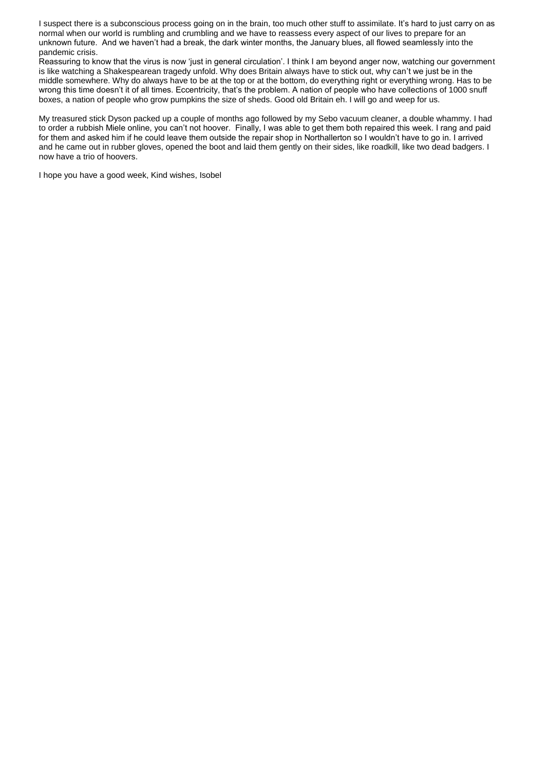I suspect there is a subconscious process going on in the brain, too much other stuff to assimilate. It's hard to just carry on as normal when our world is rumbling and crumbling and we have to reassess every aspect of our lives to prepare for an unknown future. And we haven't had a break, the dark winter months, the January blues, all flowed seamlessly into the pandemic crisis.
Reassuring to know that the virus is now 'just in general circulation'. I think I am beyond anger now, watching our government is like watching a Shakespearean tragedy unfold. Why does Britain always have to stick out, why can't we just be in the middle somewhere. Why do always have to be at the top or at the bottom, do everything right or everything wrong. Has to be wrong this time doesn't it of all times. Eccentricity, that's the problem. A nation of people who have collections of 1000 snuff boxes, a nation of people who grow pumpkins the size of sheds. Good old Britain eh. I will go and weep for us.

My treasured stick Dyson packed up a couple of months ago followed by my Sebo vacuum cleaner, a double whammy. I had to order a rubbish Miele online, you can't not hoover. Finally, I was able to get them both repaired this week. I rang and paid for them and asked him if he could leave them outside the repair shop in Northallerton so I wouldn't have to go in. I arrived and he came out in rubber gloves, opened the boot and laid them gently on their sides, like roadkill, like two dead badgers. I now have a trio of hoovers.

I hope you have a good week, Kind wishes, Isobel